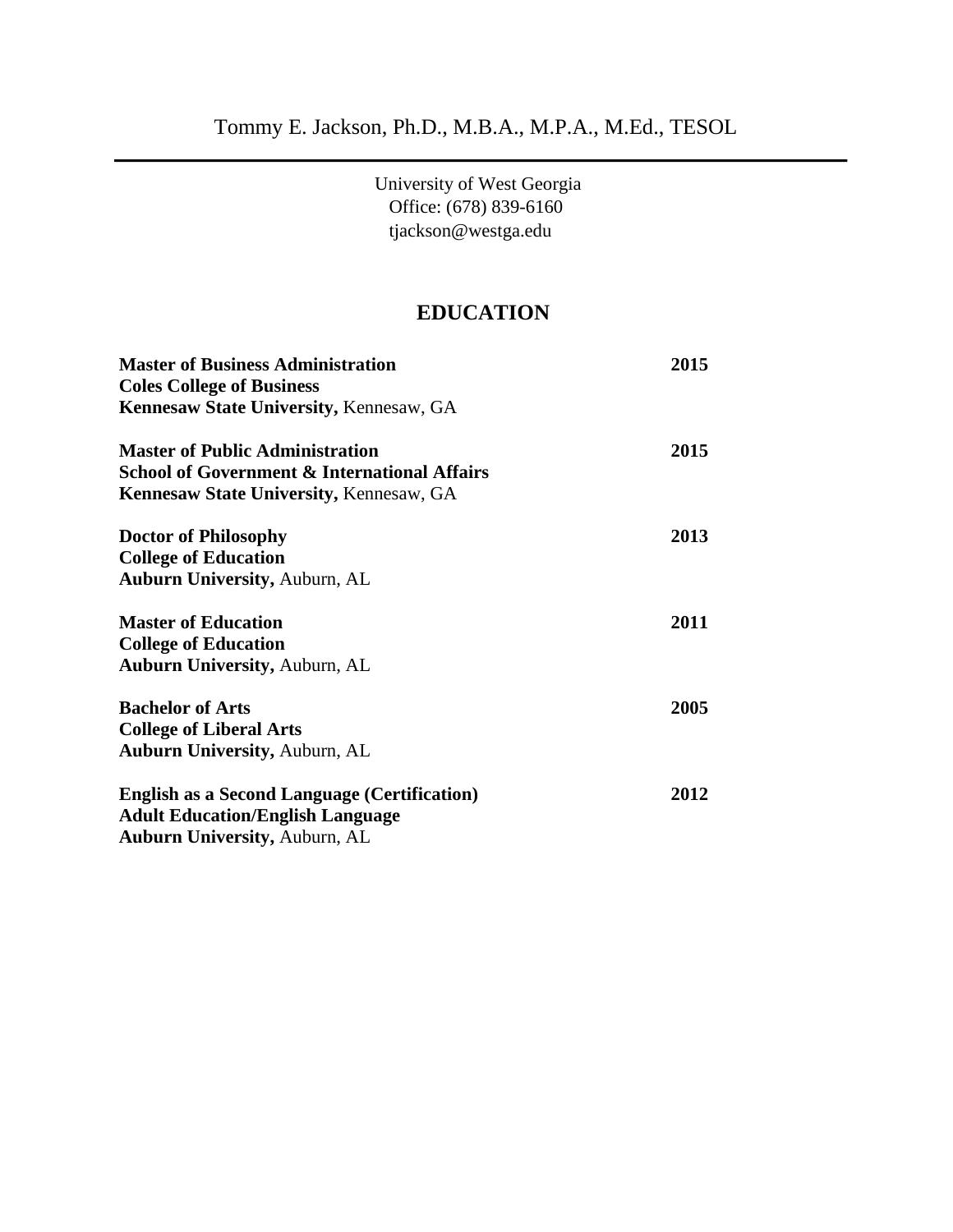# Tommy E. Jackson, Ph.D., M.B.A., M.P.A., M.Ed., TESOL

---

University of West Georgia
Office: (678) 839-6160
tjackson@westga.edu

## EDUCATION

**Master of Business Administration** **2015**
**Coles College of Business**
**Kennesaw State University,** Kennesaw, GA

**Master of Public Administration** **2015**
**School of Government & International Affairs**
**Kennesaw State University,** Kennesaw, GA

**Doctor of Philosophy** **2013**
**College of Education**
**Auburn University,** Auburn, AL

**Master of Education** **2011**
**College of Education**
**Auburn University,** Auburn, AL

**Bachelor of Arts** **2005**
**College of Liberal Arts**
**Auburn University,** Auburn, AL

**English as a Second Language (Certification)** **2012**
**Adult Education/English Language**
**Auburn University,** Auburn, AL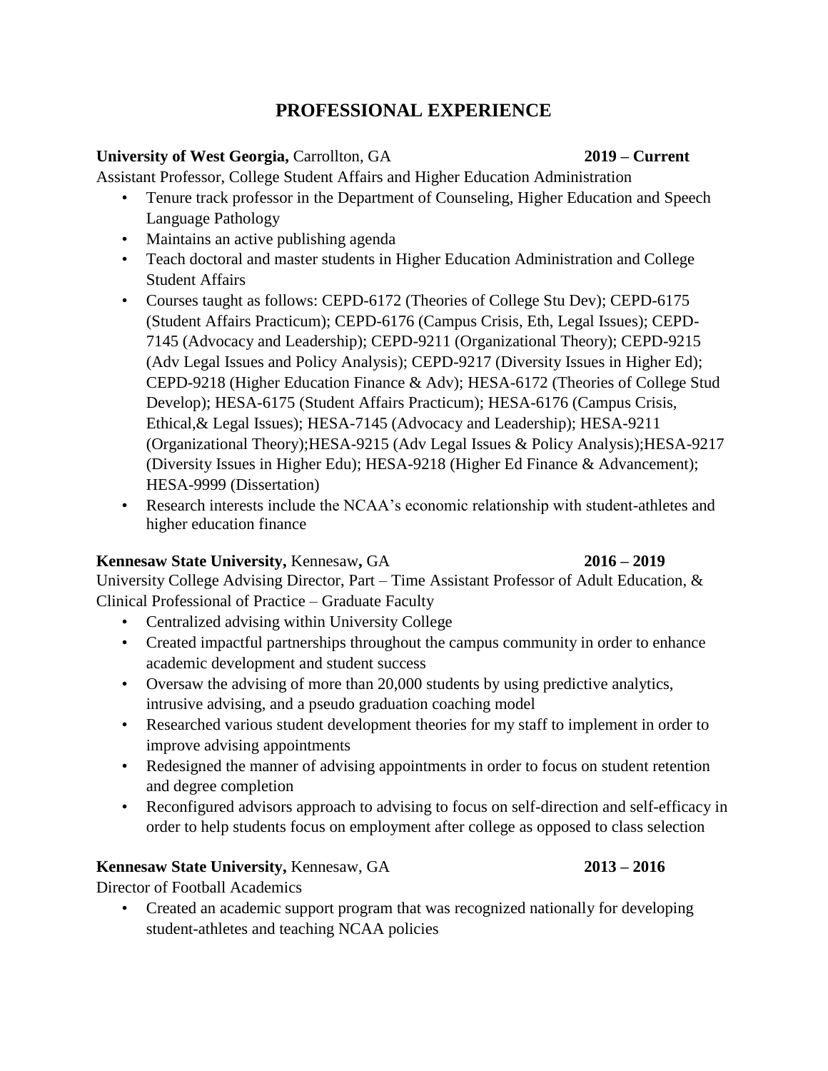## PROFESSIONAL EXPERIENCE

**University of West Georgia,** Carrollton, GA **2019 – Current**

Assistant Professor, College Student Affairs and Higher Education Administration

- Tenure track professor in the Department of Counseling, Higher Education and Speech Language Pathology
- Maintains an active publishing agenda
- Teach doctoral and master students in Higher Education Administration and College Student Affairs
- Courses taught as follows: CEPD-6172 (Theories of College Stu Dev); CEPD-6175 (Student Affairs Practicum); CEPD-6176 (Campus Crisis, Eth, Legal Issues); CEPD-7145 (Advocacy and Leadership); CEPD-9211 (Organizational Theory); CEPD-9215 (Adv Legal Issues and Policy Analysis); CEPD-9217 (Diversity Issues in Higher Ed); CEPD-9218 (Higher Education Finance & Adv); HESA-6172 (Theories of College Stud Develop); HESA-6175 (Student Affairs Practicum); HESA-6176 (Campus Crisis, Ethical,& Legal Issues); HESA-7145 (Advocacy and Leadership); HESA-9211 (Organizational Theory);HESA-9215 (Adv Legal Issues & Policy Analysis);HESA-9217 (Diversity Issues in Higher Edu); HESA-9218 (Higher Ed Finance & Advancement); HESA-9999 (Dissertation)
- Research interests include the NCAA's economic relationship with student-athletes and higher education finance

**Kennesaw State University,** Kennesaw**,** GA **2016 – 2019**

University College Advising Director, Part – Time Assistant Professor of Adult Education, & Clinical Professional of Practice – Graduate Faculty

- Centralized advising within University College
- Created impactful partnerships throughout the campus community in order to enhance academic development and student success
- Oversaw the advising of more than 20,000 students by using predictive analytics, intrusive advising, and a pseudo graduation coaching model
- Researched various student development theories for my staff to implement in order to improve advising appointments
- Redesigned the manner of advising appointments in order to focus on student retention and degree completion
- Reconfigured advisors approach to advising to focus on self-direction and self-efficacy in order to help students focus on employment after college as opposed to class selection

**Kennesaw State University,** Kennesaw, GA **2013 – 2016**

Director of Football Academics

- Created an academic support program that was recognized nationally for developing student-athletes and teaching NCAA policies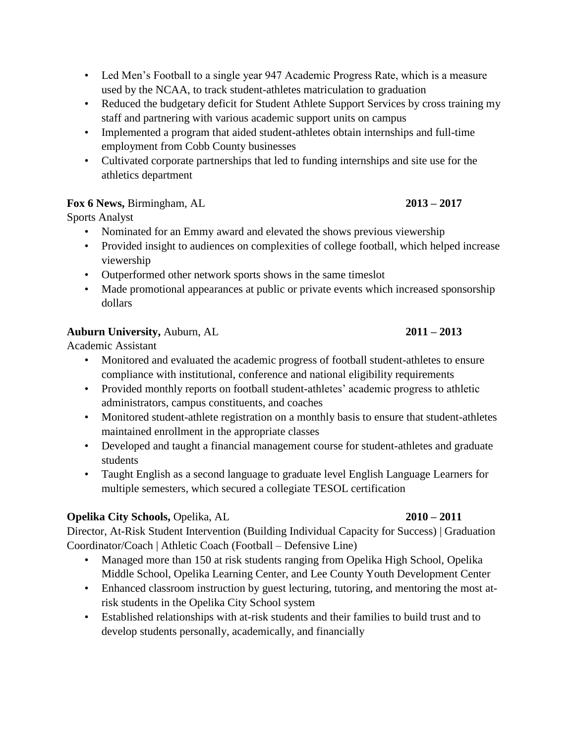- Led Men's Football to a single year 947 Academic Progress Rate, which is a measure used by the NCAA, to track student-athletes matriculation to graduation
- Reduced the budgetary deficit for Student Athlete Support Services by cross training my staff and partnering with various academic support units on campus
- Implemented a program that aided student-athletes obtain internships and full-time employment from Cobb County businesses
- Cultivated corporate partnerships that led to funding internships and site use for the athletics department

**Fox 6 News,** Birmingham, AL **2013 – 2017**

Sports Analyst

- Nominated for an Emmy award and elevated the shows previous viewership
- Provided insight to audiences on complexities of college football, which helped increase viewership
- Outperformed other network sports shows in the same timeslot
- Made promotional appearances at public or private events which increased sponsorship dollars

**Auburn University,** Auburn, AL **2011 – 2013**

Academic Assistant

- Monitored and evaluated the academic progress of football student-athletes to ensure compliance with institutional, conference and national eligibility requirements
- Provided monthly reports on football student-athletes' academic progress to athletic administrators, campus constituents, and coaches
- Monitored student-athlete registration on a monthly basis to ensure that student-athletes maintained enrollment in the appropriate classes
- Developed and taught a financial management course for student-athletes and graduate students
- Taught English as a second language to graduate level English Language Learners for multiple semesters, which secured a collegiate TESOL certification

**Opelika City Schools,** Opelika, AL **2010 – 2011**

Director, At-Risk Student Intervention (Building Individual Capacity for Success) | Graduation Coordinator/Coach | Athletic Coach (Football – Defensive Line)

- Managed more than 150 at risk students ranging from Opelika High School, Opelika Middle School, Opelika Learning Center, and Lee County Youth Development Center
- Enhanced classroom instruction by guest lecturing, tutoring, and mentoring the most at-risk students in the Opelika City School system
- Established relationships with at-risk students and their families to build trust and to develop students personally, academically, and financially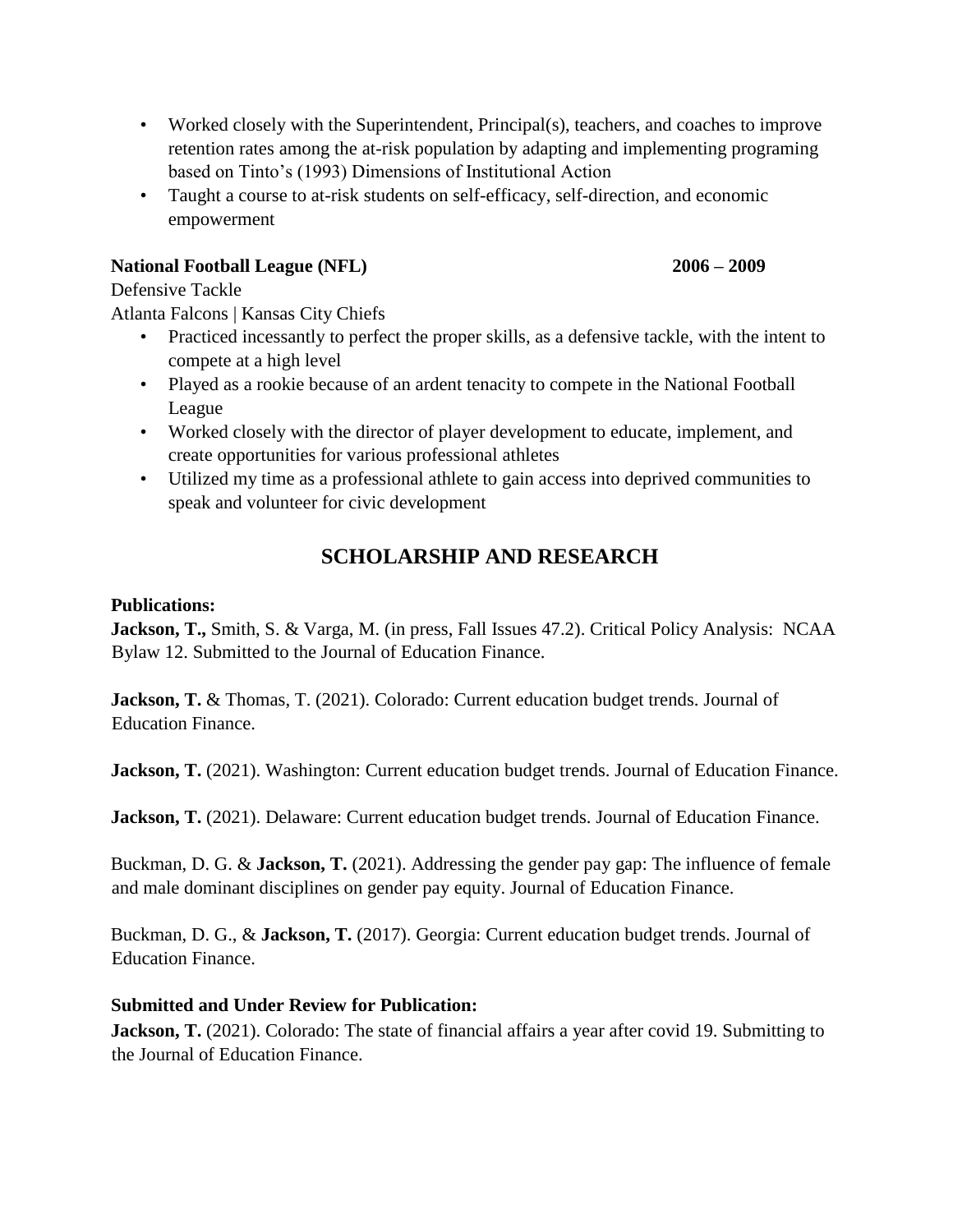- Worked closely with the Superintendent, Principal(s), teachers, and coaches to improve retention rates among the at-risk population by adapting and implementing programing based on Tinto's (1993) Dimensions of Institutional Action
- Taught a course to at-risk students on self-efficacy, self-direction, and economic empowerment

**National Football League (NFL)** **2006 – 2009**
Defensive Tackle
Atlanta Falcons | Kansas City Chiefs

- Practiced incessantly to perfect the proper skills, as a defensive tackle, with the intent to compete at a high level
- Played as a rookie because of an ardent tenacity to compete in the National Football League
- Worked closely with the director of player development to educate, implement, and create opportunities for various professional athletes
- Utilized my time as a professional athlete to gain access into deprived communities to speak and volunteer for civic development

## SCHOLARSHIP AND RESEARCH

**Publications:**

**Jackson, T.,** Smith, S. & Varga, M. (in press, Fall Issues 47.2). Critical Policy Analysis: NCAA Bylaw 12. Submitted to the Journal of Education Finance.

**Jackson, T.** & Thomas, T. (2021). Colorado: Current education budget trends. Journal of Education Finance.

**Jackson, T.** (2021). Washington: Current education budget trends. Journal of Education Finance.

**Jackson, T.** (2021). Delaware: Current education budget trends. Journal of Education Finance.

Buckman, D. G. & **Jackson, T.** (2021). Addressing the gender pay gap: The influence of female and male dominant disciplines on gender pay equity. Journal of Education Finance.

Buckman, D. G., & **Jackson, T.** (2017). Georgia: Current education budget trends. Journal of Education Finance.

**Submitted and Under Review for Publication:**

**Jackson, T.** (2021). Colorado: The state of financial affairs a year after covid 19. Submitting to the Journal of Education Finance.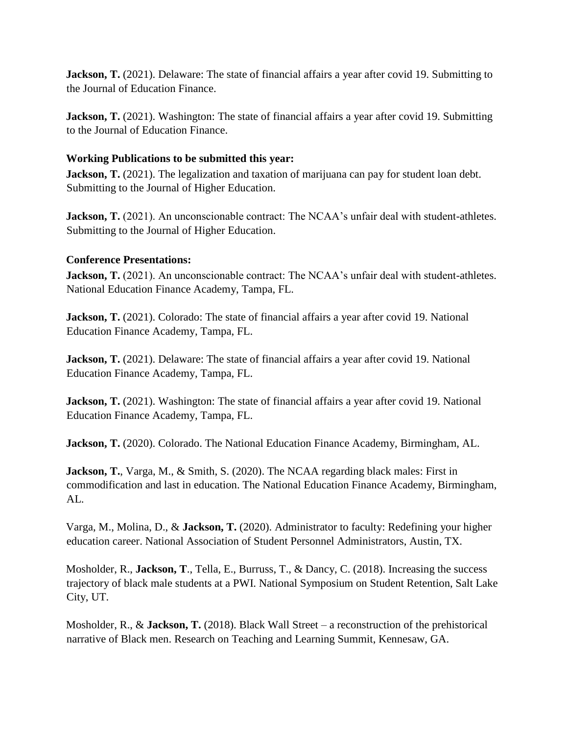**Jackson, T.** (2021). Delaware: The state of financial affairs a year after covid 19. Submitting to the Journal of Education Finance.

**Jackson, T.** (2021). Washington: The state of financial affairs a year after covid 19. Submitting to the Journal of Education Finance.

**Working Publications to be submitted this year:**

**Jackson, T.** (2021). The legalization and taxation of marijuana can pay for student loan debt. Submitting to the Journal of Higher Education.

**Jackson, T.** (2021). An unconscionable contract: The NCAA's unfair deal with student-athletes. Submitting to the Journal of Higher Education.

**Conference Presentations:**

**Jackson, T.** (2021). An unconscionable contract: The NCAA's unfair deal with student-athletes. National Education Finance Academy, Tampa, FL.

**Jackson, T.** (2021). Colorado: The state of financial affairs a year after covid 19. National Education Finance Academy, Tampa, FL.

**Jackson, T.** (2021). Delaware: The state of financial affairs a year after covid 19. National Education Finance Academy, Tampa, FL.

**Jackson, T.** (2021). Washington: The state of financial affairs a year after covid 19. National Education Finance Academy, Tampa, FL.

**Jackson, T.** (2020). Colorado. The National Education Finance Academy, Birmingham, AL.

**Jackson, T.**, Varga, M., & Smith, S. (2020). The NCAA regarding black males: First in commodification and last in education. The National Education Finance Academy, Birmingham, AL.

Varga, M., Molina, D., & **Jackson, T.** (2020). Administrator to faculty: Redefining your higher education career. National Association of Student Personnel Administrators, Austin, TX.

Mosholder, R., **Jackson, T**., Tella, E., Burruss, T., & Dancy, C. (2018). Increasing the success trajectory of black male students at a PWI. National Symposium on Student Retention, Salt Lake City, UT.

Mosholder, R., & **Jackson, T.** (2018). Black Wall Street – a reconstruction of the prehistorical narrative of Black men. Research on Teaching and Learning Summit, Kennesaw, GA.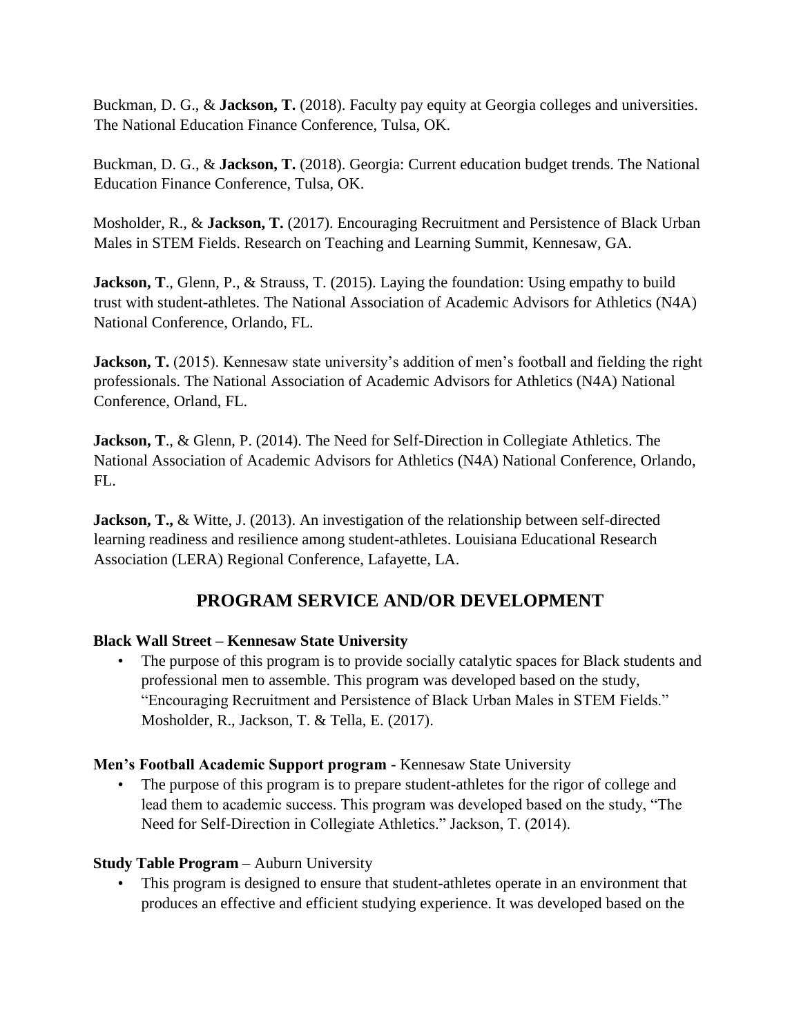Buckman, D. G., & **Jackson, T.** (2018). Faculty pay equity at Georgia colleges and universities. The National Education Finance Conference, Tulsa, OK.

Buckman, D. G., & **Jackson, T.** (2018). Georgia: Current education budget trends. The National Education Finance Conference, Tulsa, OK.

Mosholder, R., & **Jackson, T.** (2017). Encouraging Recruitment and Persistence of Black Urban Males in STEM Fields. Research on Teaching and Learning Summit, Kennesaw, GA.

**Jackson, T**., Glenn, P., & Strauss, T. (2015). Laying the foundation: Using empathy to build trust with student-athletes. The National Association of Academic Advisors for Athletics (N4A) National Conference, Orlando, FL.

**Jackson, T.** (2015). Kennesaw state university's addition of men's football and fielding the right professionals. The National Association of Academic Advisors for Athletics (N4A) National Conference, Orland, FL.

**Jackson, T**., & Glenn, P. (2014). The Need for Self-Direction in Collegiate Athletics. The National Association of Academic Advisors for Athletics (N4A) National Conference, Orlando, FL.

**Jackson, T.,** & Witte, J. (2013). An investigation of the relationship between self-directed learning readiness and resilience among student-athletes. Louisiana Educational Research Association (LERA) Regional Conference, Lafayette, LA.

## PROGRAM SERVICE AND/OR DEVELOPMENT

**Black Wall Street – Kennesaw State University**

- The purpose of this program is to provide socially catalytic spaces for Black students and professional men to assemble. This program was developed based on the study, "Encouraging Recruitment and Persistence of Black Urban Males in STEM Fields." Mosholder, R., Jackson, T. & Tella, E. (2017).

**Men's Football Academic Support program** - Kennesaw State University

- The purpose of this program is to prepare student-athletes for the rigor of college and lead them to academic success. This program was developed based on the study, "The Need for Self-Direction in Collegiate Athletics." Jackson, T. (2014).

**Study Table Program** – Auburn University

- This program is designed to ensure that student-athletes operate in an environment that produces an effective and efficient studying experience. It was developed based on the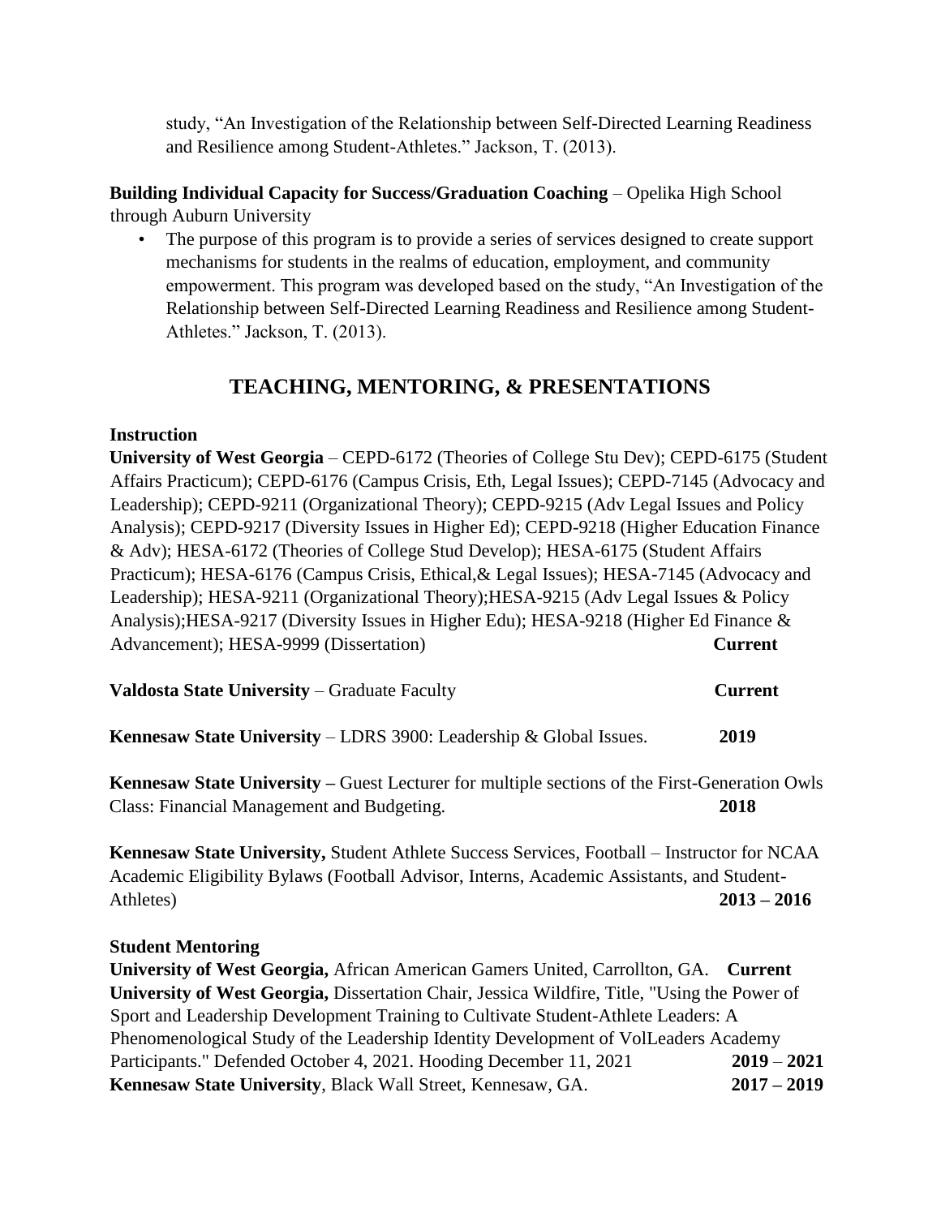study, "An Investigation of the Relationship between Self-Directed Learning Readiness and Resilience among Student-Athletes." Jackson, T. (2013).

**Building Individual Capacity for Success/Graduation Coaching** – Opelika High School through Auburn University

- The purpose of this program is to provide a series of services designed to create support mechanisms for students in the realms of education, employment, and community empowerment. This program was developed based on the study, "An Investigation of the Relationship between Self-Directed Learning Readiness and Resilience among Student-Athletes." Jackson, T. (2013).

## TEACHING, MENTORING, & PRESENTATIONS

**Instruction**

**University of West Georgia** – CEPD-6172 (Theories of College Stu Dev); CEPD-6175 (Student Affairs Practicum); CEPD-6176 (Campus Crisis, Eth, Legal Issues); CEPD-7145 (Advocacy and Leadership); CEPD-9211 (Organizational Theory); CEPD-9215 (Adv Legal Issues and Policy Analysis); CEPD-9217 (Diversity Issues in Higher Ed); CEPD-9218 (Higher Education Finance & Adv); HESA-6172 (Theories of College Stud Develop); HESA-6175 (Student Affairs Practicum); HESA-6176 (Campus Crisis, Ethical,& Legal Issues); HESA-7145 (Advocacy and Leadership); HESA-9211 (Organizational Theory);HESA-9215 (Adv Legal Issues & Policy Analysis);HESA-9217 (Diversity Issues in Higher Edu); HESA-9218 (Higher Ed Finance & Advancement); HESA-9999 (Dissertation) **Current**

**Valdosta State University** – Graduate Faculty **Current**

**Kennesaw State University** – LDRS 3900: Leadership & Global Issues. **2019**

**Kennesaw State University –** Guest Lecturer for multiple sections of the First-Generation Owls Class: Financial Management and Budgeting. **2018**

**Kennesaw State University,** Student Athlete Success Services, Football – Instructor for NCAA Academic Eligibility Bylaws (Football Advisor, Interns, Academic Assistants, and Student-Athletes) **2013 – 2016**

**Student Mentoring**

**University of West Georgia,** African American Gamers United, Carrollton, GA. **Current**

**University of West Georgia,** Dissertation Chair, Jessica Wildfire, Title, "Using the Power of Sport and Leadership Development Training to Cultivate Student-Athlete Leaders: A Phenomenological Study of the Leadership Identity Development of VolLeaders Academy Participants." Defended October 4, 2021. Hooding December 11, 2021 **2019 – 2021**

**Kennesaw State University**, Black Wall Street, Kennesaw, GA. **2017 – 2019**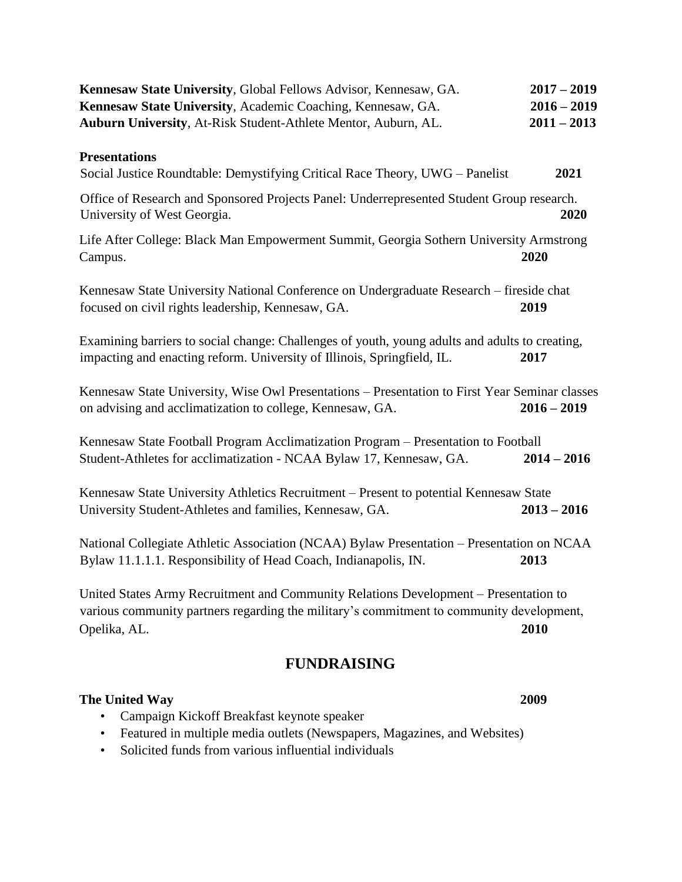**Kennesaw State University**, Global Fellows Advisor, Kennesaw, GA. 2017 – 2019
**Kennesaw State University**, Academic Coaching, Kennesaw, GA. 2016 – 2019
**Auburn University**, At-Risk Student-Athlete Mentor, Auburn, AL. 2011 – 2013

**Presentations**

Social Justice Roundtable: Demystifying Critical Race Theory, UWG – Panelist **2021**

Office of Research and Sponsored Projects Panel: Underrepresented Student Group research. University of West Georgia. **2020**

Life After College: Black Man Empowerment Summit, Georgia Sothern University Armstrong Campus. **2020**

Kennesaw State University National Conference on Undergraduate Research – fireside chat focused on civil rights leadership, Kennesaw, GA. **2019**

Examining barriers to social change: Challenges of youth, young adults and adults to creating, impacting and enacting reform. University of Illinois, Springfield, IL. **2017**

Kennesaw State University, Wise Owl Presentations – Presentation to First Year Seminar classes on advising and acclimatization to college, Kennesaw, GA. **2016 – 2019**

Kennesaw State Football Program Acclimatization Program – Presentation to Football Student-Athletes for acclimatization - NCAA Bylaw 17, Kennesaw, GA. **2014 – 2016**

Kennesaw State University Athletics Recruitment – Present to potential Kennesaw State University Student-Athletes and families, Kennesaw, GA. **2013 – 2016**

National Collegiate Athletic Association (NCAA) Bylaw Presentation – Presentation on NCAA Bylaw 11.1.1.1. Responsibility of Head Coach, Indianapolis, IN. **2013**

United States Army Recruitment and Community Relations Development – Presentation to various community partners regarding the military's commitment to community development, Opelika, AL. **2010**

## FUNDRAISING

**The United Way** **2009**

- Campaign Kickoff Breakfast keynote speaker
- Featured in multiple media outlets (Newspapers, Magazines, and Websites)
- Solicited funds from various influential individuals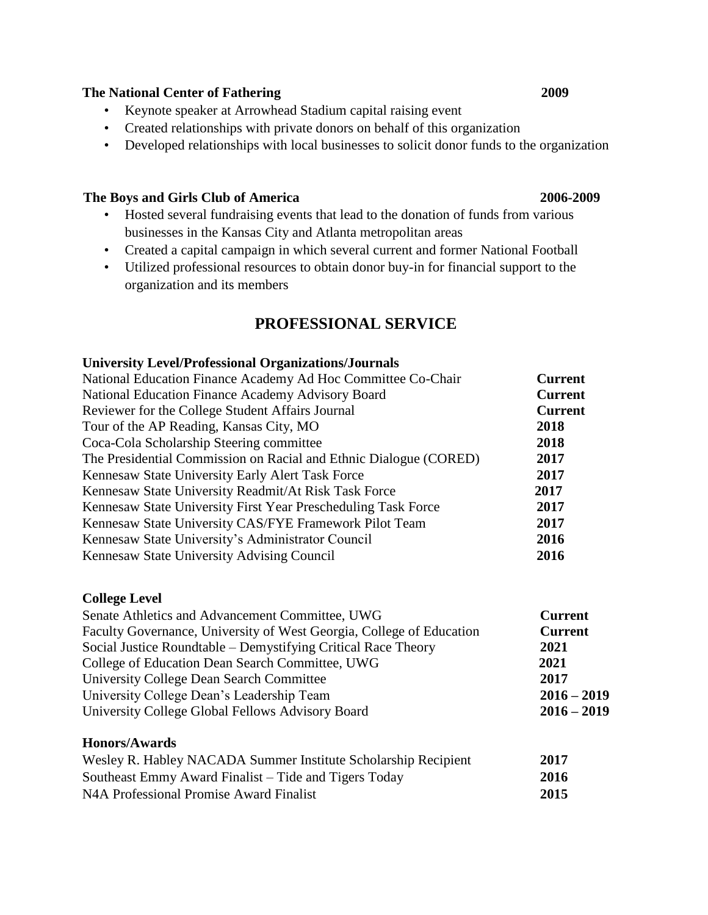**The National Center of Fathering** **2009**

- Keynote speaker at Arrowhead Stadium capital raising event
- Created relationships with private donors on behalf of this organization
- Developed relationships with local businesses to solicit donor funds to the organization

**The Boys and Girls Club of America** **2006-2009**

- Hosted several fundraising events that lead to the donation of funds from various businesses in the Kansas City and Atlanta metropolitan areas
- Created a capital campaign in which several current and former National Football
- Utilized professional resources to obtain donor buy-in for financial support to the organization and its members

## PROFESSIONAL SERVICE

**University Level/Professional Organizations/Journals**

| | |
|---|---|
| National Education Finance Academy Ad Hoc Committee Co-Chair | **Current** |
| National Education Finance Academy Advisory Board | **Current** |
| Reviewer for the College Student Affairs Journal | **Current** |
| Tour of the AP Reading, Kansas City, MO | **2018** |
| Coca-Cola Scholarship Steering committee | **2018** |
| The Presidential Commission on Racial and Ethnic Dialogue (CORED) | **2017** |
| Kennesaw State University Early Alert Task Force | **2017** |
| Kennesaw State University Readmit/At Risk Task Force | **2017** |
| Kennesaw State University First Year Prescheduling Task Force | **2017** |
| Kennesaw State University CAS/FYE Framework Pilot Team | **2017** |
| Kennesaw State University's Administrator Council | **2016** |
| Kennesaw State University Advising Council | **2016** |

**College Level**

| | |
|---|---|
| Senate Athletics and Advancement Committee, UWG | **Current** |
| Faculty Governance, University of West Georgia, College of Education | **Current** |
| Social Justice Roundtable – Demystifying Critical Race Theory | **2021** |
| College of Education Dean Search Committee, UWG | **2021** |
| University College Dean Search Committee | **2017** |
| University College Dean's Leadership Team | **2016 – 2019** |
| University College Global Fellows Advisory Board | **2016 – 2019** |

**Honors/Awards**

| | |
|---|---|
| Wesley R. Habley NACADA Summer Institute Scholarship Recipient | **2017** |
| Southeast Emmy Award Finalist – Tide and Tigers Today | **2016** |
| N4A Professional Promise Award Finalist | **2015** |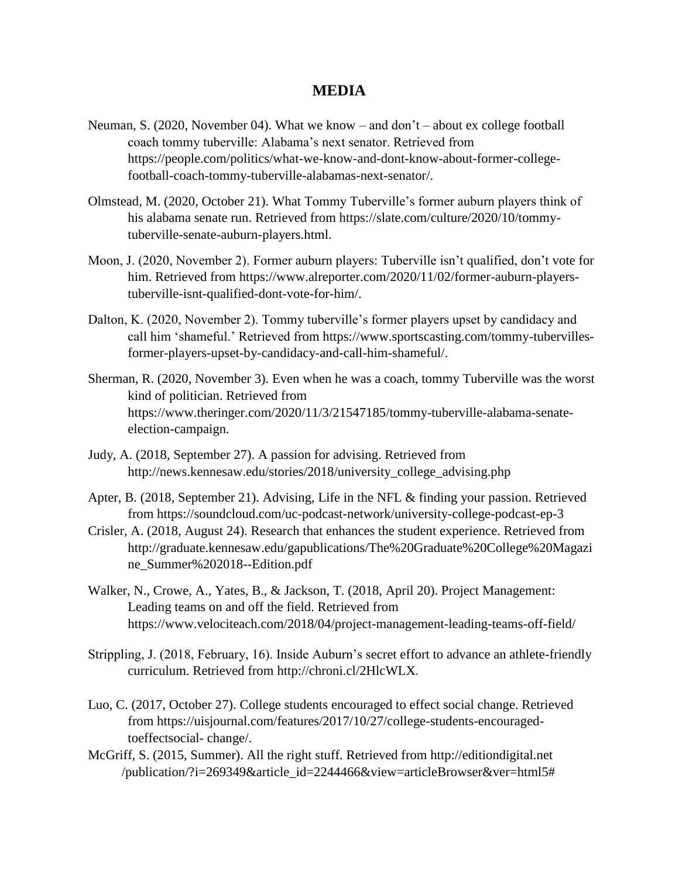# MEDIA

Neuman, S. (2020, November 04). What we know – and don't – about ex college football coach tommy tuberville: Alabama's next senator. Retrieved from https://people.com/politics/what-we-know-and-dont-know-about-former-college-football-coach-tommy-tuberville-alabamas-next-senator/.

Olmstead, M. (2020, October 21). What Tommy Tuberville's former auburn players think of his alabama senate run. Retrieved from https://slate.com/culture/2020/10/tommy-tuberville-senate-auburn-players.html.

Moon, J. (2020, November 2). Former auburn players: Tuberville isn't qualified, don't vote for him. Retrieved from https://www.alreporter.com/2020/11/02/former-auburn-players-tuberville-isnt-qualified-dont-vote-for-him/.

Dalton, K. (2020, November 2). Tommy tuberville's former players upset by candidacy and call him 'shameful.' Retrieved from https://www.sportscasting.com/tommy-tubervilles-former-players-upset-by-candidacy-and-call-him-shameful/.

Sherman, R. (2020, November 3). Even when he was a coach, tommy Tuberville was the worst kind of politician. Retrieved from https://www.theringer.com/2020/11/3/21547185/tommy-tuberville-alabama-senate-election-campaign.

Judy, A. (2018, September 27). A passion for advising. Retrieved from http://news.kennesaw.edu/stories/2018/university_college_advising.php

Apter, B. (2018, September 21). Advising, Life in the NFL & finding your passion. Retrieved from https://soundcloud.com/uc-podcast-network/university-college-podcast-ep-3

Crisler, A. (2018, August 24). Research that enhances the student experience. Retrieved from http://graduate.kennesaw.edu/gapublications/The%20Graduate%20College%20Magazine_Summer%202018--Edition.pdf

Walker, N., Crowe, A., Yates, B., & Jackson, T. (2018, April 20). Project Management: Leading teams on and off the field. Retrieved from https://www.velociteach.com/2018/04/project-management-leading-teams-off-field/

Strippling, J. (2018, February, 16). Inside Auburn's secret effort to advance an athlete-friendly curriculum. Retrieved from http://chroni.cl/2HlcWLX.

Luo, C. (2017, October 27). College students encouraged to effect social change. Retrieved from https://uisjournal.com/features/2017/10/27/college-students-encouraged-toeffectsocial- change/.

McGriff, S. (2015, Summer). All the right stuff. Retrieved from http://editiondigital.net /publication/?i=269349&article_id=2244466&view=articleBrowser&ver=html5#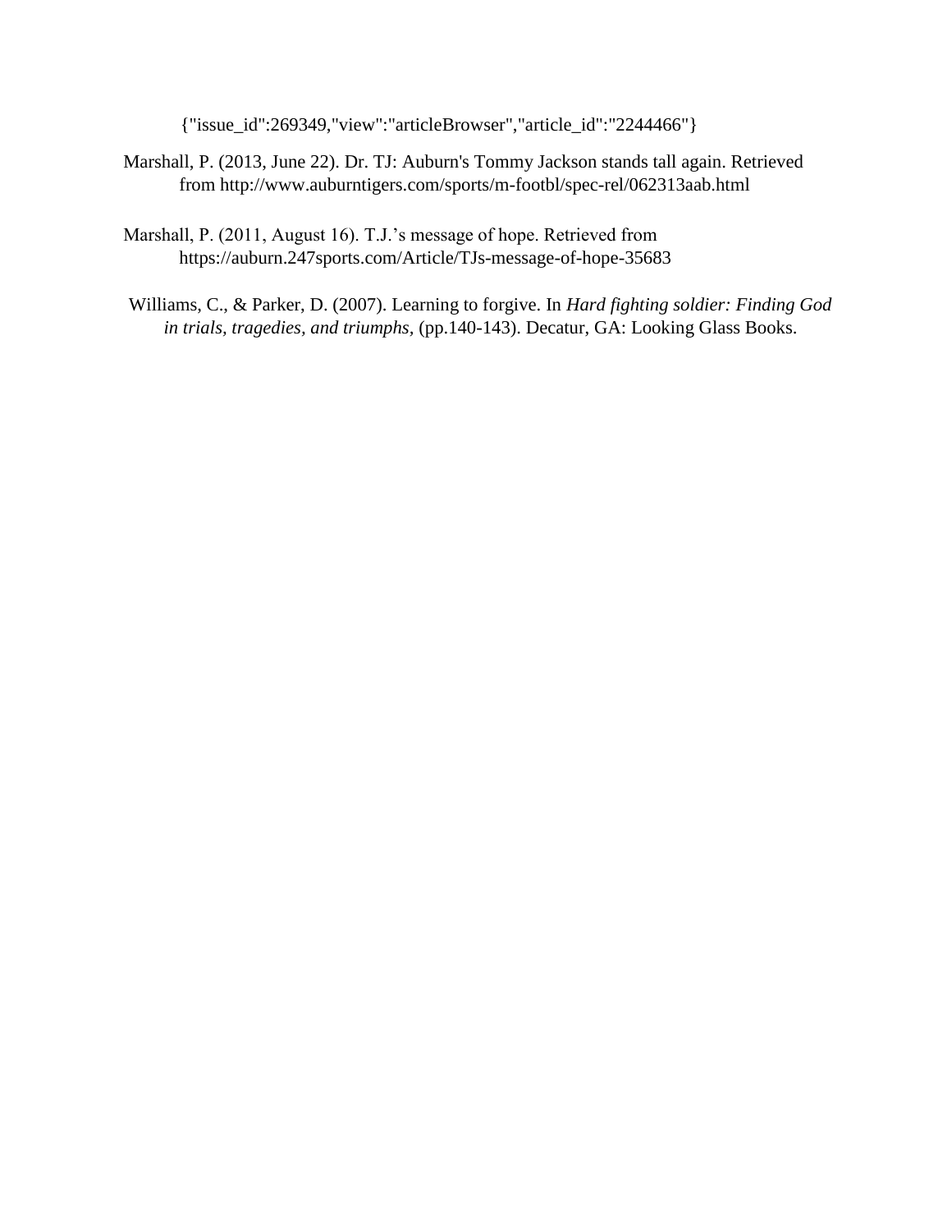{"issue_id":269349,"view":"articleBrowser","article_id":"2244466"}

Marshall, P. (2013, June 22). Dr. TJ: Auburn's Tommy Jackson stands tall again. Retrieved from http://www.auburntigers.com/sports/m-footbl/spec-rel/062313aab.html

Marshall, P. (2011, August 16). T.J.'s message of hope. Retrieved from https://auburn.247sports.com/Article/TJs-message-of-hope-35683

Williams, C., & Parker, D. (2007). Learning to forgive. In *Hard fighting soldier: Finding God in trials, tragedies, and triumphs,* (pp.140-143). Decatur, GA: Looking Glass Books.